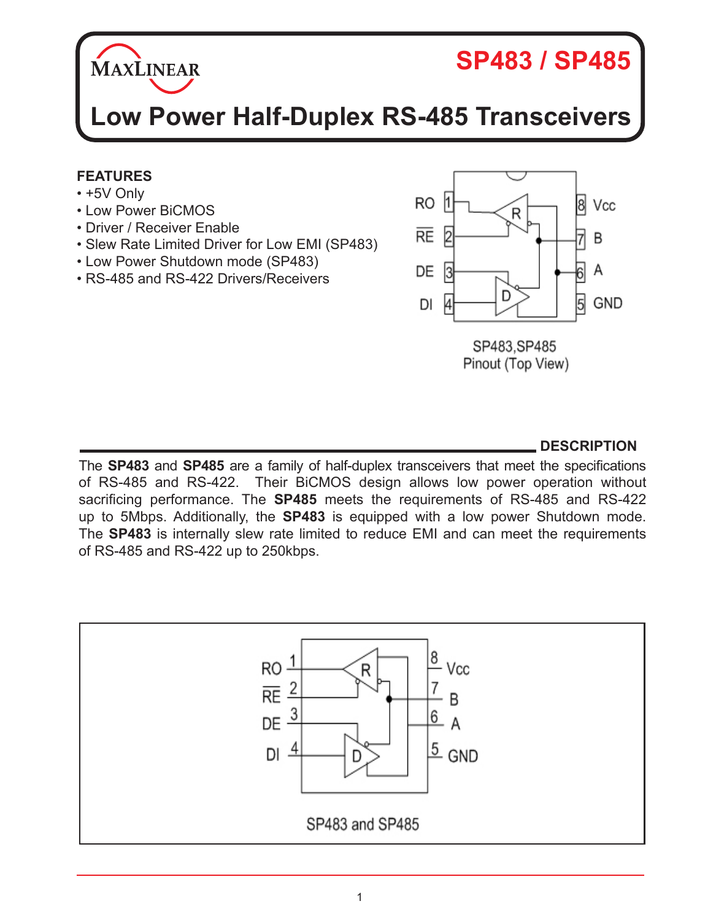# SP483 / SP485

# Low Power Half-Duplex RS-485 Transceivers

## FEATURES

- +5V Only
- Low Power BiCMOS
- Driver / Receiver Enable
- Slew Rate Limited Driver for Low EMI (SP483)
- Low Power Shutdown mode (SP483)
- RS-485 and RS-422 Drivers/Receivers

SP483,SP485
Pinout (Top View)

## DESCRIPTION

The **SP483** and **SP485** are a family of half-duplex transceivers that meet the specifications of RS-485 and RS-422. Their BiCMOS design allows low power operation without sacrificing performance. The **SP485** meets the requirements of RS-485 and RS-422 up to 5Mbps. Additionally, the **SP483** is equipped with a low power Shutdown mode. The **SP483** is internally slew rate limited to reduce EMI and can meet the requirements of RS-485 and RS-422 up to 250kbps.

SP483 and SP485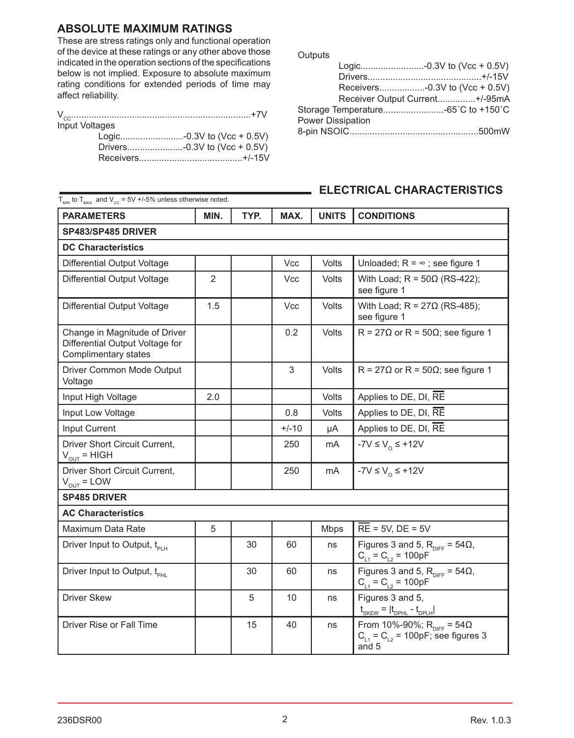## ABSOLUTE MAXIMUM RATINGS

These are stress ratings only and functional operation of the device at these ratings or any other above those indicated in the operation sections of the specifications below is not implied. Exposure to absolute maximum rating conditions for extended periods of time may affect reliability.

$V_{CC}$........................................................................+7V

Input Voltages

- Logic.........................-0.3V to (Vcc + 0.5V)
- Drivers......................-0.3V to (Vcc + 0.5V)
- Receivers.........................................+/-15V

Outputs

- Logic.........................-0.3V to (Vcc + 0.5V)
- Drivers.............................................+/-15V
- Receivers..................-0.3V to (Vcc + 0.5V)
- Receiver Output Current...............+/-95mA

Storage Temperature........................-65˚C to +150˚C

Power Dissipation

8-pin NSOIC...................................................500mW

## ELECTRICAL CHARACTERISTICS

$T_{MIN}$ to $T_{MAX}$ and $V_{CC}$ = 5V +/-5% unless otherwise noted.

| PARAMETERS | MIN. | TYP. | MAX. | UNITS | CONDITIONS |
|---|---|---|---|---|---|
| **SP483/SP485 DRIVER** | | | | | |
| **DC Characteristics** | | | | | |
| Differential Output Voltage | | | Vcc | Volts | Unloaded; R = ∞ ; see figure 1 |
| Differential Output Voltage | 2 | | Vcc | Volts | With Load; R = 50Ω (RS-422); see figure 1 |
| Differential Output Voltage | 1.5 | | Vcc | Volts | With Load; R = 27Ω (RS-485); see figure 1 |
| Change in Magnitude of Driver Differential Output Voltage for Complimentary states | | | 0.2 | Volts | R = 27Ω or R = 50Ω; see figure 1 |
| Driver Common Mode Output Voltage | | | 3 | Volts | R = 27Ω or R = 50Ω; see figure 1 |
| Input High Voltage | 2.0 | | | Volts | Applies to DE, DI, $\overline{RE}$ |
| Input Low Voltage | | | 0.8 | Volts | Applies to DE, DI, $\overline{RE}$ |
| Input Current | | | +/-10 | µA | Applies to DE, DI, $\overline{RE}$ |
| Driver Short Circuit Current, $V_{OUT}$ = HIGH | | | 250 | mA | $-7V \leq V_O \leq +12V$ |
| Driver Short Circuit Current, $V_{OUT}$ = LOW | | | 250 | mA | $-7V \leq V_O \leq +12V$ |
| **SP485 DRIVER** | | | | | |
| **AC Characteristics** | | | | | |
| Maximum Data Rate | 5 | | | Mbps | $\overline{RE}$ = 5V, DE = 5V |
| Driver Input to Output, $t_{PLH}$ | | 30 | 60 | ns | Figures 3 and 5, $R_{DIFF}$ = 54Ω, $C_{L1} = C_{L2}$ = 100pF |
| Driver Input to Output, $t_{PHL}$ | | 30 | 60 | ns | Figures 3 and 5, $R_{DIFF}$ = 54Ω, $C_{L1} = C_{L2}$ = 100pF |
| Driver Skew | | 5 | 10 | ns | Figures 3 and 5, $t_{SKEW} = \lvert t_{DPHL} - t_{DPLH} \rvert$ |
| Driver Rise or Fall Time | | 15 | 40 | ns | From 10%-90%; $R_{DIFF}$ = 54Ω $C_{L1} = C_{L2}$ = 100pF; see figures 3 and 5 |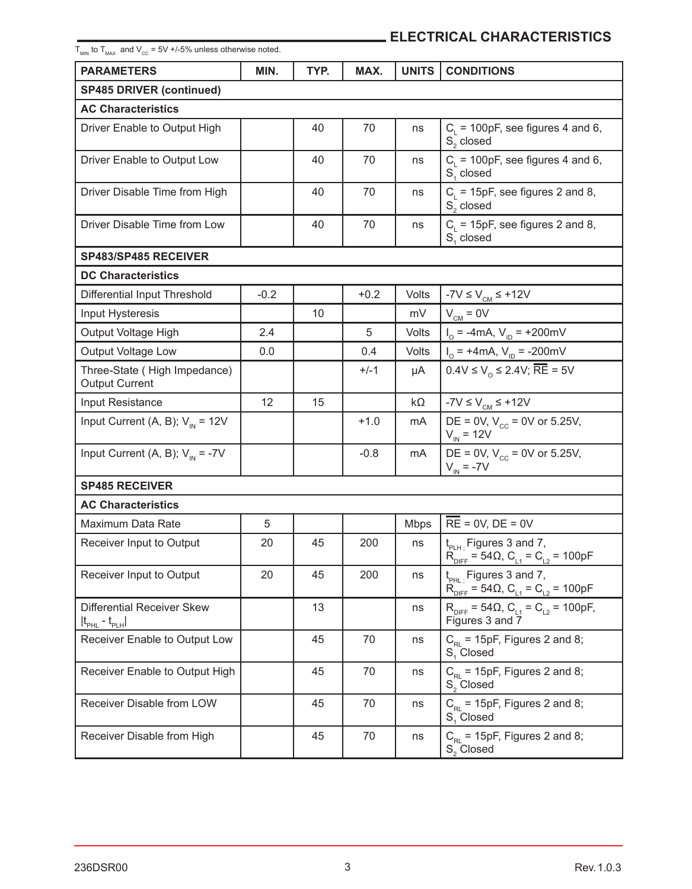## ELECTRICAL CHARACTERISTICS

$T_{MIN}$ to $T_{MAX}$ and $V_{CC}$ = 5V +/-5% unless otherwise noted.

| PARAMETERS | MIN. | TYP. | MAX. | UNITS | CONDITIONS |
|---|---|---|---|---|---|
| **SP485 DRIVER (continued)** | | | | | |
| **AC Characteristics** | | | | | |
| Driver Enable to Output High | | 40 | 70 | ns | $C_L$ = 100pF, see figures 4 and 6, $S_2$ closed |
| Driver Enable to Output Low | | 40 | 70 | ns | $C_L$ = 100pF, see figures 4 and 6, $S_1$ closed |
| Driver Disable Time from High | | 40 | 70 | ns | $C_L$ = 15pF, see figures 2 and 8, $S_2$ closed |
| Driver Disable Time from Low | | 40 | 70 | ns | $C_L$ = 15pF, see figures 2 and 8, $S_1$ closed |
| **SP483/SP485 RECEIVER** | | | | | |
| **DC Characteristics** | | | | | |
| Differential Input Threshold | -0.2 | | +0.2 | Volts | $-7V \leq V_{CM} \leq +12V$ |
| Input Hysteresis | | 10 | | mV | $V_{CM}$ = 0V |
| Output Voltage High | 2.4 | | 5 | Volts | $I_O$ = -4mA, $V_{ID}$ = +200mV |
| Output Voltage Low | 0.0 | | 0.4 | Volts | $I_O$ = +4mA, $V_{ID}$ = -200mV |
| Three-State ( High Impedance) Output Current | | | +/-1 | µA | $0.4V \leq V_O \leq 2.4V$; $\overline{RE}$ = 5V |
| Input Resistance | 12 | 15 | | kΩ | $-7V \leq V_{CM} \leq +12V$ |
| Input Current (A, B); $V_{IN}$ = 12V | | | +1.0 | mA | DE = 0V, $V_{CC}$ = 0V or 5.25V, $V_{IN}$ = 12V |
| Input Current (A, B); $V_{IN}$ = -7V | | | -0.8 | mA | DE = 0V, $V_{CC}$ = 0V or 5.25V, $V_{IN}$ = -7V |
| **SP485 RECEIVER** | | | | | |
| **AC Characteristics** | | | | | |
| Maximum Data Rate | 5 | | | Mbps | $\overline{RE}$ = 0V, DE = 0V |
| Receiver Input to Output | 20 | 45 | 200 | ns | $t_{PLH}$; Figures 3 and 7, $R_{DIFF}$ = 54Ω, $C_{L1}$ = $C_{L2}$ = 100pF |
| Receiver Input to Output | 20 | 45 | 200 | ns | $t_{PHL}$; Figures 3 and 7, $R_{DIFF}$ = 54Ω, $C_{L1}$ = $C_{L2}$ = 100pF |
| Differential Receiver Skew $\lvert t_{PHL} - t_{PLH} \rvert$ | | 13 | | ns | $R_{DIFF}$ = 54Ω, $C_{L1}$ = $C_{L2}$ = 100pF, Figures 3 and 7 |
| Receiver Enable to Output Low | | 45 | 70 | ns | $C_{RL}$ = 15pF, Figures 2 and 8; $S_1$ Closed |
| Receiver Enable to Output High | | 45 | 70 | ns | $C_{RL}$ = 15pF, Figures 2 and 8; $S_2$ Closed |
| Receiver Disable from LOW | | 45 | 70 | ns | $C_{RL}$ = 15pF, Figures 2 and 8; $S_1$ Closed |
| Receiver Disable from High | | 45 | 70 | ns | $C_{RL}$ = 15pF, Figures 2 and 8; $S_2$ Closed |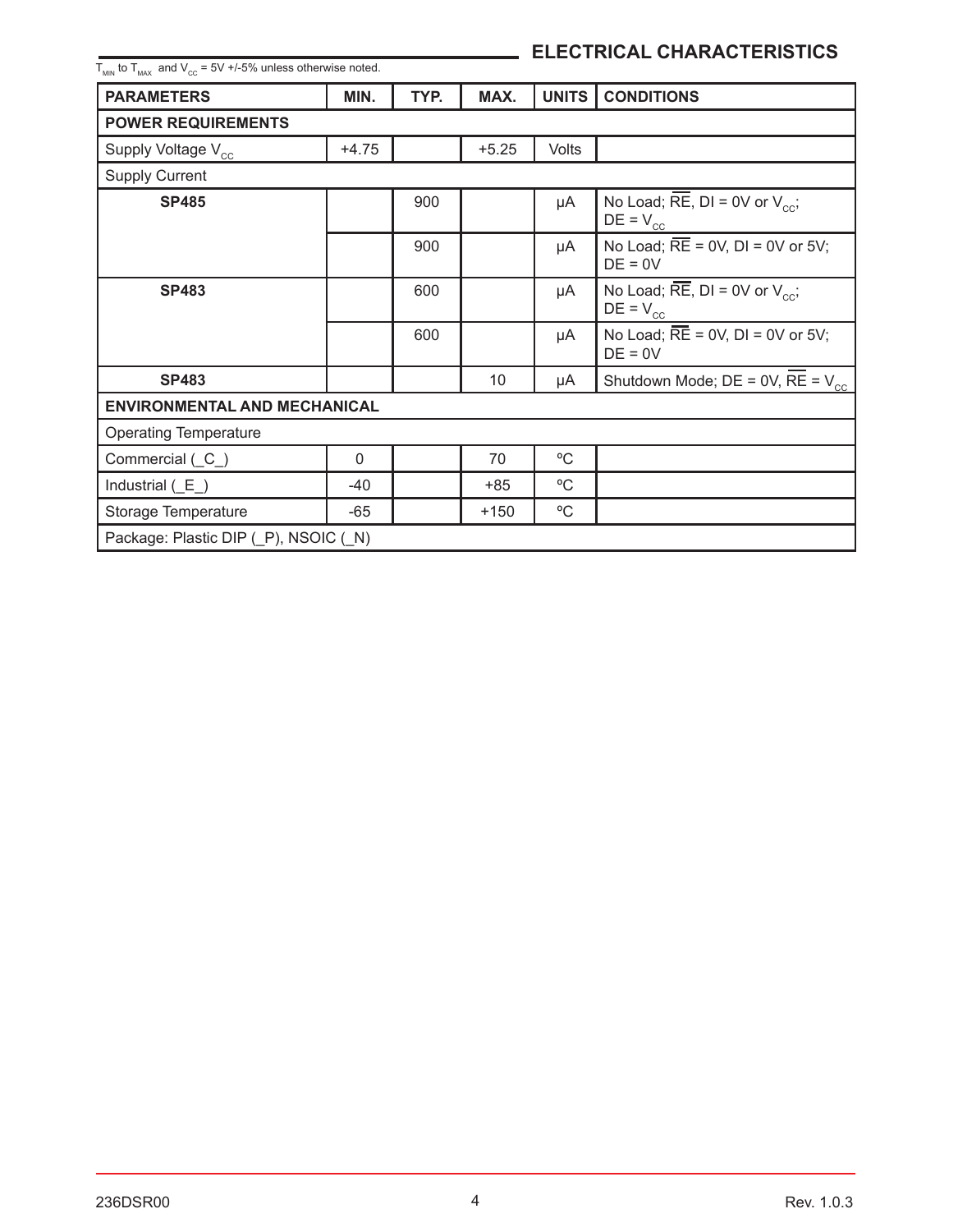## ELECTRICAL CHARACTERISTICS

$T_{MIN}$ to $T_{MAX}$ and $V_{CC}$ = 5V +/-5% unless otherwise noted.

| PARAMETERS | MIN. | TYP. | MAX. | UNITS | CONDITIONS |
|---|---|---|---|---|---|
| **POWER REQUIREMENTS** | | | | | |
| Supply Voltage $V_{CC}$ | +4.75 | | +5.25 | Volts | |
| Supply Current | | | | | |
| **SP485** | | 900 | | µA | No Load; $\overline{RE}$, DI = 0V or $V_{CC}$; DE = $V_{CC}$ |
| | | 900 | | µA | No Load; $\overline{RE}$ = 0V, DI = 0V or 5V; DE = 0V |
| **SP483** | | 600 | | µA | No Load; $\overline{RE}$, DI = 0V or $V_{CC}$; DE = $V_{CC}$ |
| | | 600 | | µA | No Load; $\overline{RE}$ = 0V, DI = 0V or 5V; DE = 0V |
| **SP483** | | | 10 | µA | Shutdown Mode; DE = 0V, $\overline{RE}$ = $V_{CC}$ |
| **ENVIRONMENTAL AND MECHANICAL** | | | | | |
| Operating Temperature | | | | | |
| Commercial (_C_) | 0 | | 70 | ºC | |
| Industrial (_E_) | -40 | | +85 | ºC | |
| Storage Temperature | -65 | | +150 | ºC | |
| Package: Plastic DIP (_P), NSOIC (_N) | | | | | |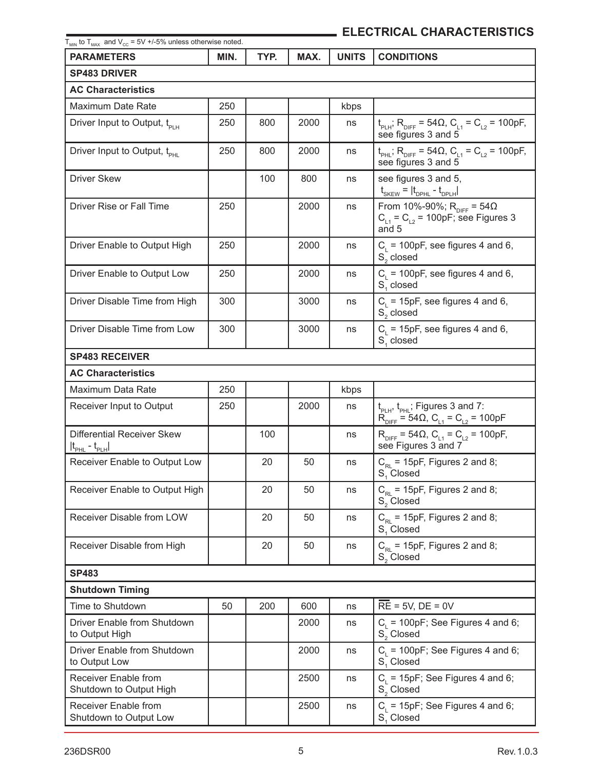## ELECTRICAL CHARACTERISTICS

$T_{MIN}$ to $T_{MAX}$ and $V_{CC}$ = 5V +/-5% unless otherwise noted.

| PARAMETERS | MIN. | TYP. | MAX. | UNITS | CONDITIONS |
|---|---|---|---|---|---|
| **SP483 DRIVER** | | | | | |
| **AC Characteristics** | | | | | |
| Maximum Date Rate | 250 | | | kbps | |
| Driver Input to Output, $t_{PLH}$ | 250 | 800 | 2000 | ns | $t_{PLH}$; $R_{DIFF}$ = 54Ω, $C_{L1}$ = $C_{L2}$ = 100pF, see figures 3 and 5 |
| Driver Input to Output, $t_{PHL}$ | 250 | 800 | 2000 | ns | $t_{PHL}$; $R_{DIFF}$ = 54Ω, $C_{L1}$ = $C_{L2}$ = 100pF, see figures 3 and 5 |
| Driver Skew | | 100 | 800 | ns | see figures 3 and 5, $t_{SKEW} = \lvert t_{DPHL} - t_{DPLH} \rvert$ |
| Driver Rise or Fall Time | 250 | | 2000 | ns | From 10%-90%; $R_{DIFF}$ = 54Ω $C_{L1}$ = $C_{L2}$ = 100pF; see Figures 3 and 5 |
| Driver Enable to Output High | 250 | | 2000 | ns | $C_L$ = 100pF, see figures 4 and 6, $S_2$ closed |
| Driver Enable to Output Low | 250 | | 2000 | ns | $C_L$ = 100pF, see figures 4 and 6, $S_1$ closed |
| Driver Disable Time from High | 300 | | 3000 | ns | $C_L$ = 15pF, see figures 4 and 6, $S_2$ closed |
| Driver Disable Time from Low | 300 | | 3000 | ns | $C_L$ = 15pF, see figures 4 and 6, $S_1$ closed |
| **SP483 RECEIVER** | | | | | |
| **AC Characteristics** | | | | | |
| Maximum Data Rate | 250 | | | kbps | |
| Receiver Input to Output | 250 | | 2000 | ns | $t_{PLH}$, $t_{PHL}$; Figures 3 and 7: $R_{DIFF}$ = 54Ω, $C_{L1}$ = $C_{L2}$ = 100pF |
| Differential Receiver Skew $\lvert t_{PHL} - t_{PLH} \rvert$ | | 100 | | ns | $R_{DIFF}$ = 54Ω, $C_{L1}$ = $C_{L2}$ = 100pF, see Figures 3 and 7 |
| Receiver Enable to Output Low | | 20 | 50 | ns | $C_{RL}$ = 15pF, Figures 2 and 8; $S_1$ Closed |
| Receiver Enable to Output High | | 20 | 50 | ns | $C_{RL}$ = 15pF, Figures 2 and 8; $S_2$ Closed |
| Receiver Disable from LOW | | 20 | 50 | ns | $C_{RL}$ = 15pF, Figures 2 and 8; $S_1$ Closed |
| Receiver Disable from High | | 20 | 50 | ns | $C_{RL}$ = 15pF, Figures 2 and 8; $S_2$ Closed |
| **SP483** | | | | | |
| **Shutdown Timing** | | | | | |
| Time to Shutdown | 50 | 200 | 600 | ns | $\overline{RE}$ = 5V, DE = 0V |
| Driver Enable from Shutdown to Output High | | | 2000 | ns | $C_L$ = 100pF; See Figures 4 and 6; $S_2$ Closed |
| Driver Enable from Shutdown to Output Low | | | 2000 | ns | $C_L$ = 100pF; See Figures 4 and 6; $S_1$ Closed |
| Receiver Enable from Shutdown to Output High | | | 2500 | ns | $C_L$ = 15pF; See Figures 4 and 6; $S_2$ Closed |
| Receiver Enable from Shutdown to Output Low | | | 2500 | ns | $C_L$ = 15pF; See Figures 4 and 6; $S_1$ Closed |

236DSR00 Rev. 1.0.3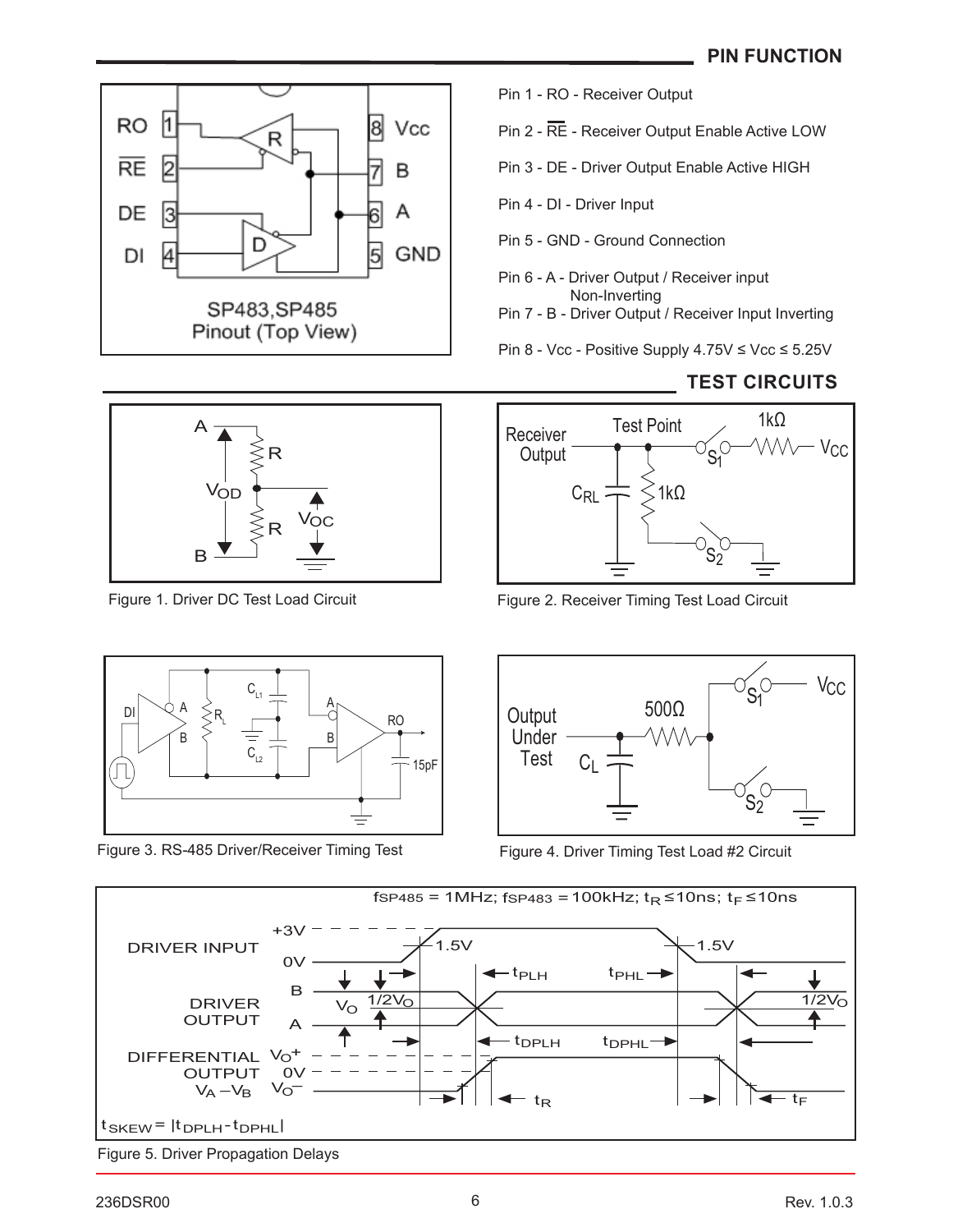## PIN FUNCTION

SP483,SP485
Pinout (Top View)

Pin 1 - RO - Receiver Output

Pin 2 - $\overline{RE}$ - Receiver Output Enable Active LOW

Pin 3 - DE - Driver Output Enable Active HIGH

Pin 4 - DI - Driver Input

Pin 5 - GND - Ground Connection

Pin 6 - A - Driver Output / Receiver input Non-Inverting

Pin 7 - B - Driver Output / Receiver Input Inverting

Pin 8 - Vcc - Positive Supply 4.75V ≤ Vcc ≤ 5.25V

## TEST CIRCUITS

Figure 1. Driver DC Test Load Circuit

Figure 2. Receiver Timing Test Load Circuit

Figure 3. RS-485 Driver/Receiver Timing Test

Figure 4. Driver Timing Test Load #2 Circuit

$f_{SP485}$ = 1MHz; $f_{SP483}$ = 100kHz; $t_R$ ≤10ns; $t_F$ ≤10ns

$t_{SKEW} = |t_{DPLH} - t_{DPHL}|$

Figure 5. Driver Propagation Delays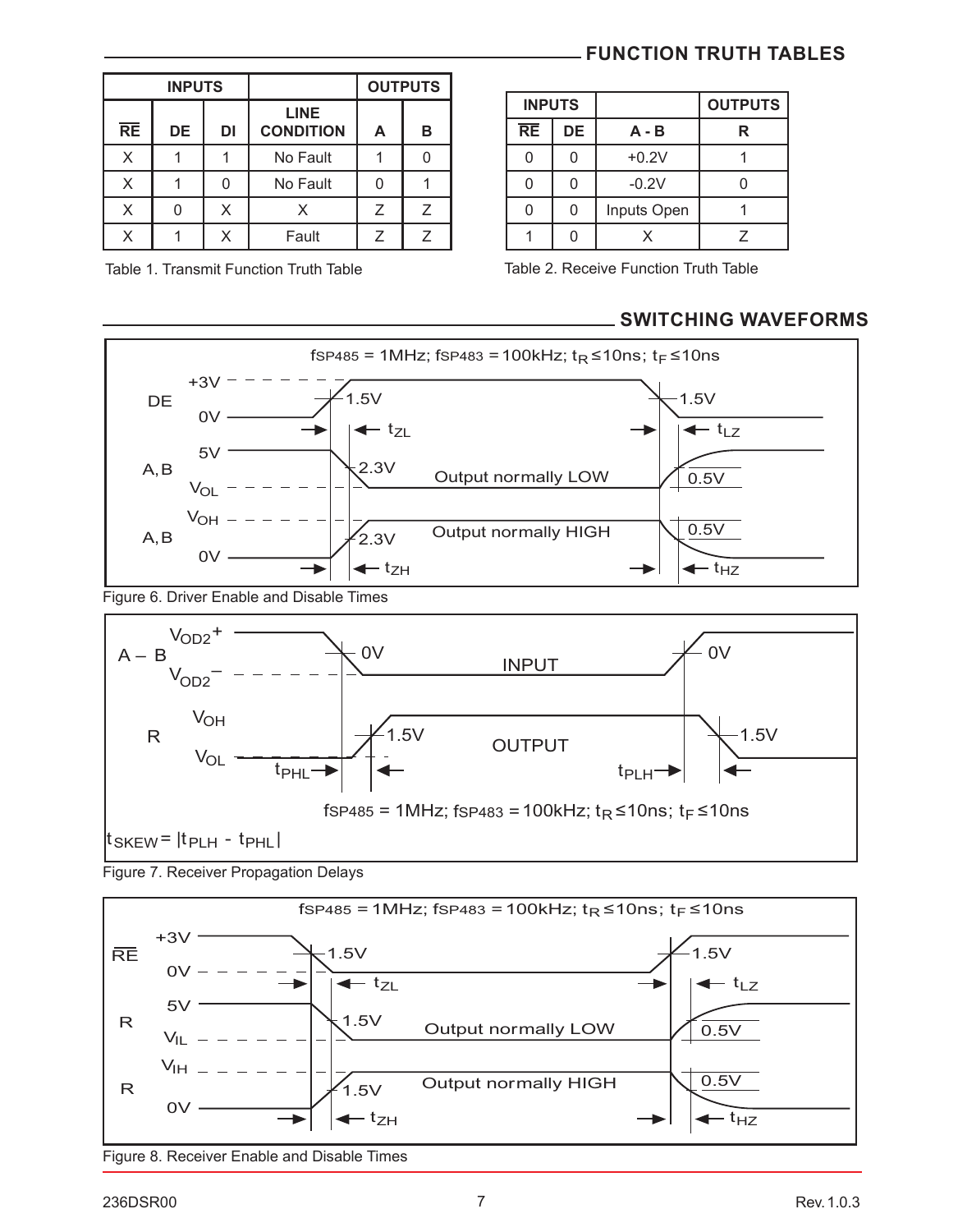## FUNCTION TRUTH TABLES

| INPUTS | | | | OUTPUTS | |
|---|---|---|---|---|---|
| $\overline{RE}$ | DE | DI | LINE CONDITION | A | B |
| X | 1 | 1 | No Fault | 1 | 0 |
| X | 1 | 0 | No Fault | 0 | 1 |
| X | 0 | X | X | Z | Z |
| X | 1 | X | Fault | Z | Z |

Table 1. Transmit Function Truth Table

| INPUTS | | | OUTPUTS |
|---|---|---|---|
| $\overline{RE}$ | DE | A - B | R |
| 0 | 0 | +0.2V | 1 |
| 0 | 0 | -0.2V | 0 |
| 0 | 0 | Inputs Open | 1 |
| 1 | 0 | X | Z |

Table 2. Receive Function Truth Table

## SWITCHING WAVEFORMS

$f_{SP485}$ = 1MHz; $f_{SP483}$ = 100kHz; $t_R \leq 10ns$; $t_F \leq 10ns$

DE: +3V, 0V, 1.5V, $t_{ZL}$, $t_{LZ}$

A, B: 5V, $V_{OL}$, 2.3V, Output normally LOW, 0.5V

A, B: $V_{OH}$, 0V, 2.3V, Output normally HIGH, 0.5V, $t_{ZH}$, $t_{HZ}$

Figure 6. Driver Enable and Disable Times

A – B: $V_{OD2}+$, $V_{OD2}-$, 0V, INPUT

R: $V_{OH}$, $V_{OL}$, 1.5V, OUTPUT, $t_{PHL}$, $t_{PLH}$

$f_{SP485}$ = 1MHz; $f_{SP483}$ = 100kHz; $t_R \leq 10ns$; $t_F \leq 10ns$

$t_{SKEW} = |t_{PLH} - t_{PHL}|$

Figure 7. Receiver Propagation Delays

$f_{SP485}$ = 1MHz; $f_{SP483}$ = 100kHz; $t_R \leq 10ns$; $t_F \leq 10ns$

$\overline{RE}$: +3V, 0V, 1.5V, $t_{ZL}$, $t_{LZ}$

R: 5V, $V_{IL}$, 1.5V, Output normally LOW, 0.5V

R: $V_{IH}$, 0V, 1.5V, Output normally HIGH, 0.5V, $t_{ZH}$, $t_{HZ}$

Figure 8. Receiver Enable and Disable Times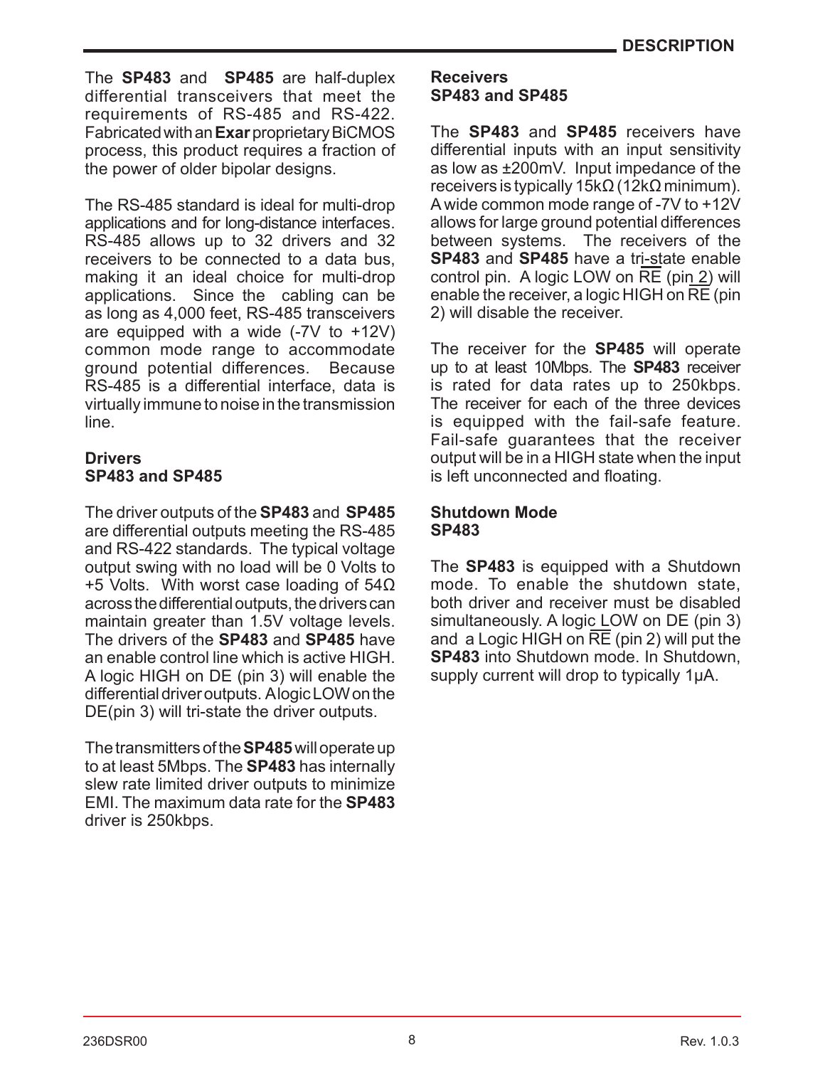# DESCRIPTION

The **SP483** and **SP485** are half-duplex differential transceivers that meet the requirements of RS-485 and RS-422. Fabricated with an **Exar** proprietary BiCMOS process, this product requires a fraction of the power of older bipolar designs.

The RS-485 standard is ideal for multi-drop applications and for long-distance interfaces. RS-485 allows up to 32 drivers and 32 receivers to be connected to a data bus, making it an ideal choice for multi-drop applications. Since the cabling can be as long as 4,000 feet, RS-485 transceivers are equipped with a wide (-7V to +12V) common mode range to accommodate ground potential differences. Because RS-485 is a differential interface, data is virtually immune to noise in the transmission line.

### Drivers
### SP483 and SP485

The driver outputs of the **SP483** and **SP485** are differential outputs meeting the RS-485 and RS-422 standards. The typical voltage output swing with no load will be 0 Volts to +5 Volts. With worst case loading of 54Ω across the differential outputs, the drivers can maintain greater than 1.5V voltage levels. The drivers of the **SP483** and **SP485** have an enable control line which is active HIGH. A logic HIGH on DE (pin 3) will enable the differential driver outputs. A logic LOW on the DE(pin 3) will tri-state the driver outputs.

The transmitters of the **SP485** will operate up to at least 5Mbps. The **SP483** has internally slew rate limited driver outputs to minimize EMI. The maximum data rate for the **SP483** driver is 250kbps.

### Receivers
### SP483 and SP485

The **SP483** and **SP485** receivers have differential inputs with an input sensitivity as low as ±200mV. Input impedance of the receivers is typically 15kΩ (12kΩ minimum). A wide common mode range of -7V to +12V allows for large ground potential differences between systems. The receivers of the **SP483** and **SP485** have a tri-state enable control pin. A logic LOW on $\overline{RE}$ (pin 2) will enable the receiver, a logic HIGH on $\overline{RE}$ (pin 2) will disable the receiver.

The receiver for the **SP485** will operate up to at least 10Mbps. The **SP483** receiver is rated for data rates up to 250kbps. The receiver for each of the three devices is equipped with the fail-safe feature. Fail-safe guarantees that the receiver output will be in a HIGH state when the input is left unconnected and floating.

### Shutdown Mode
### SP483

The **SP483** is equipped with a Shutdown mode. To enable the shutdown state, both driver and receiver must be disabled simultaneously. A logic LOW on DE (pin 3) and a Logic HIGH on $\overline{RE}$ (pin 2) will put the **SP483** into Shutdown mode. In Shutdown, supply current will drop to typically 1µA.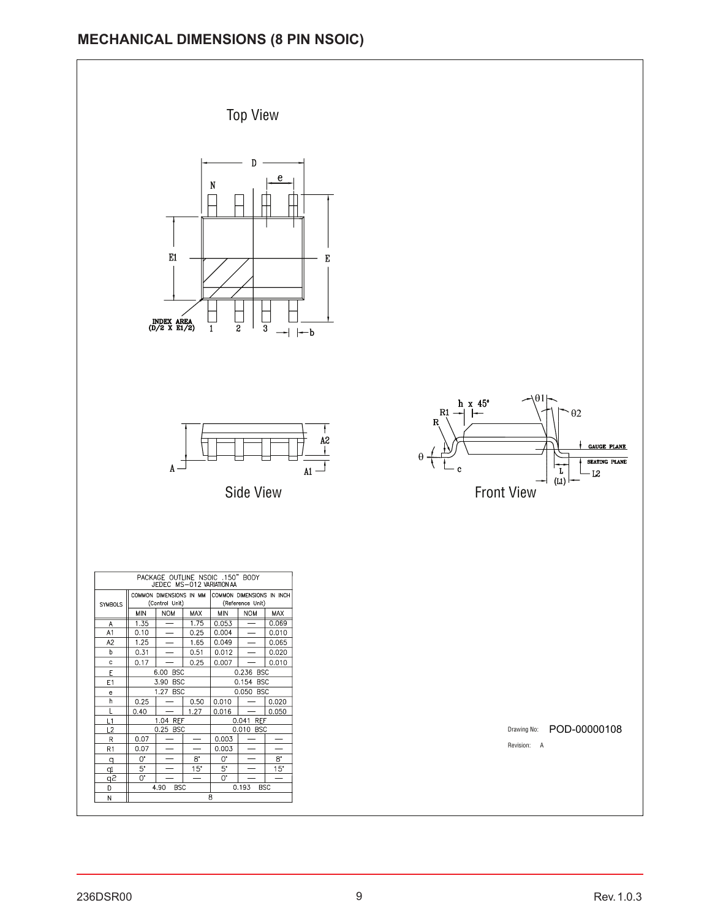## MECHANICAL DIMENSIONS (8 PIN NSOIC)

Top View

Side View

Front View

| PACKAGE OUTLINE NSOIC .150" BODY JEDEC MS−012 VARIATION AA | | | | | | |
|---|---|---|---|---|---|---|
| SYMBOLS | COMMON DIMENSIONS IN MM (Control Unit) | | | COMMON DIMENSIONS IN INCH (Reference Unit) | | |
| | MIN | NOM | MAX | MIN | NOM | MAX |
| A | 1.35 | — | 1.75 | 0.053 | — | 0.069 |
| A1 | 0.10 | — | 0.25 | 0.004 | — | 0.010 |
| A2 | 1.25 | — | 1.65 | 0.049 | — | 0.065 |
| b | 0.31 | — | 0.51 | 0.012 | — | 0.020 |
| c | 0.17 | — | 0.25 | 0.007 | — | 0.010 |
| E | 6.00 BSC | | | 0.236 BSC | | |
| E1 | 3.90 BSC | | | 0.154 BSC | | |
| e | 1.27 BSC | | | 0.050 BSC | | |
| h | 0.25 | — | 0.50 | 0.010 | — | 0.020 |
| L | 0.40 | — | 1.27 | 0.016 | — | 0.050 |
| L1 | 1.04 REF | | | 0.041 REF | | |
| L2 | 0.25 BSC | | | 0.010 BSC | | |
| R | 0.07 | — | — | 0.003 | — | — |
| R1 | 0.07 | — | — | 0.003 | — | — |
| q | 0° | — | 8° | 0° | — | 8° |
| q1 | 5° | — | 15° | 5° | — | 15° |
| q2 | 0° | — | — | 0° | — | — |
| D | 4.90 BSC | | | 0.193 BSC | | |
| N | 8 | | | | | |

Drawing No: POD-00000108

Revision: A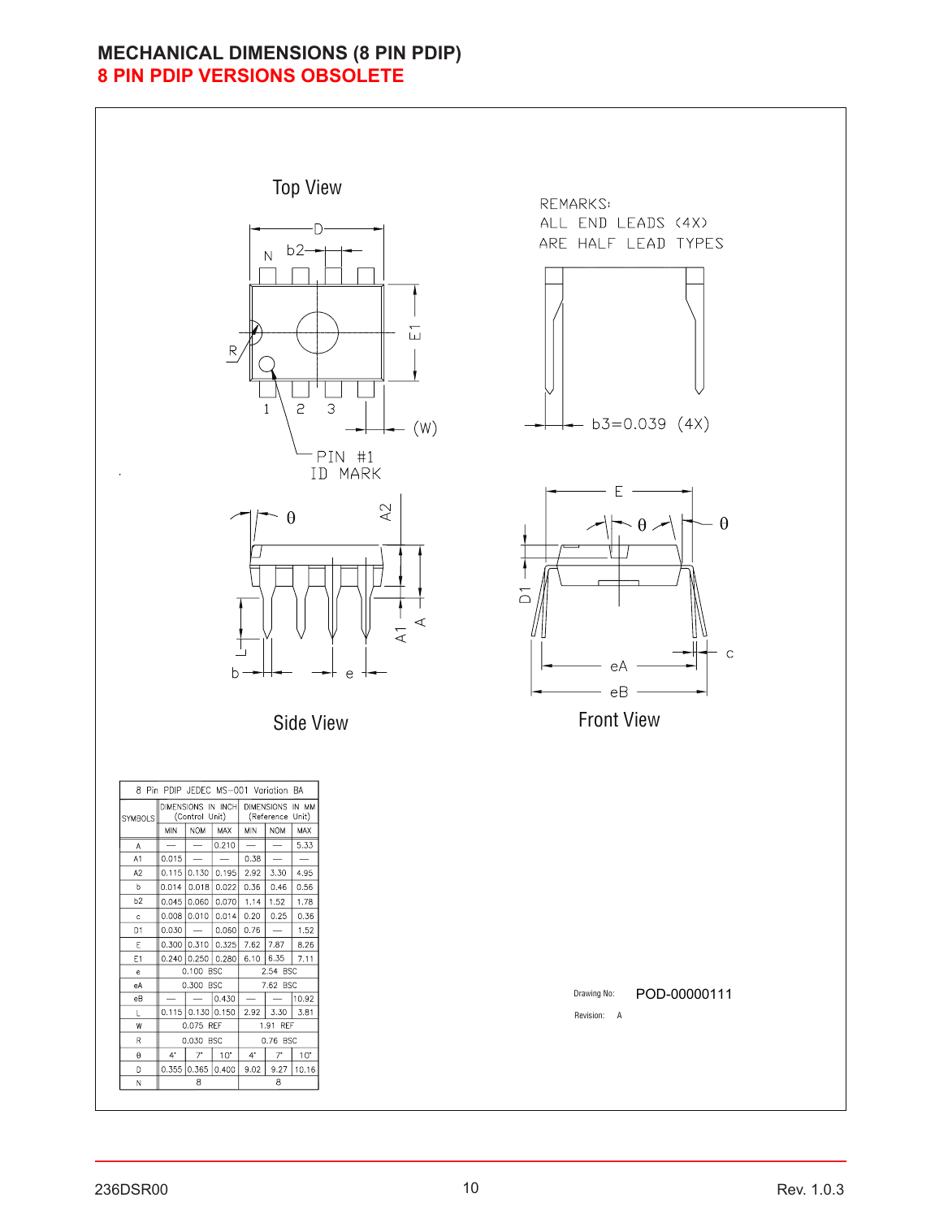## MECHANICAL DIMENSIONS (8 PIN PDIP)

**8 PIN PDIP VERSIONS OBSOLETE**

Top View

REMARKS:
ALL END LEADS (4X)
ARE HALF LEAD TYPES

b3=0.039 (4X)

PIN #1 ID MARK

Side View

Front View

| 8 Pin PDIP JEDEC MS-001 Variation BA | | | | | | |
|---|---|---|---|---|---|---|
| SYMBOLS | DIMENSIONS IN INCH (Control Unit) | | | DIMENSIONS IN MM (Reference Unit) | | |
| | MIN | NOM | MAX | MIN | NOM | MAX |
| A | — | — | 0.210 | — | — | 5.33 |
| A1 | 0.015 | — | — | 0.38 | — | — |
| A2 | 0.115 | 0.130 | 0.195 | 2.92 | 3.30 | 4.95 |
| b | 0.014 | 0.018 | 0.022 | 0.36 | 0.46 | 0.56 |
| b2 | 0.045 | 0.060 | 0.070 | 1.14 | 1.52 | 1.78 |
| c | 0.008 | 0.010 | 0.014 | 0.20 | 0.25 | 0.36 |
| D1 | 0.030 | — | 0.060 | 0.76 | — | 1.52 |
| E | 0.300 | 0.310 | 0.325 | 7.62 | 7.87 | 8.26 |
| E1 | 0.240 | 0.250 | 0.280 | 6.10 | 6.35 | 7.11 |
| e | 0.100 BSC | | | 2.54 BSC | | |
| eA | 0.300 BSC | | | 7.62 BSC | | |
| eB | — | — | 0.430 | — | — | 10.92 |
| L | 0.115 | 0.130 | 0.150 | 2.92 | 3.30 | 3.81 |
| W | 0.075 REF | | | 1.91 REF | | |
| R | 0.030 BSC | | | 0.76 BSC | | |
| θ | 4° | 7° | 10° | 4° | 7° | 10° |
| D | 0.355 | 0.365 | 0.400 | 9.02 | 9.27 | 10.16 |
| N | 8 | | | 8 | | |

Drawing No: POD-00000111

Revision: A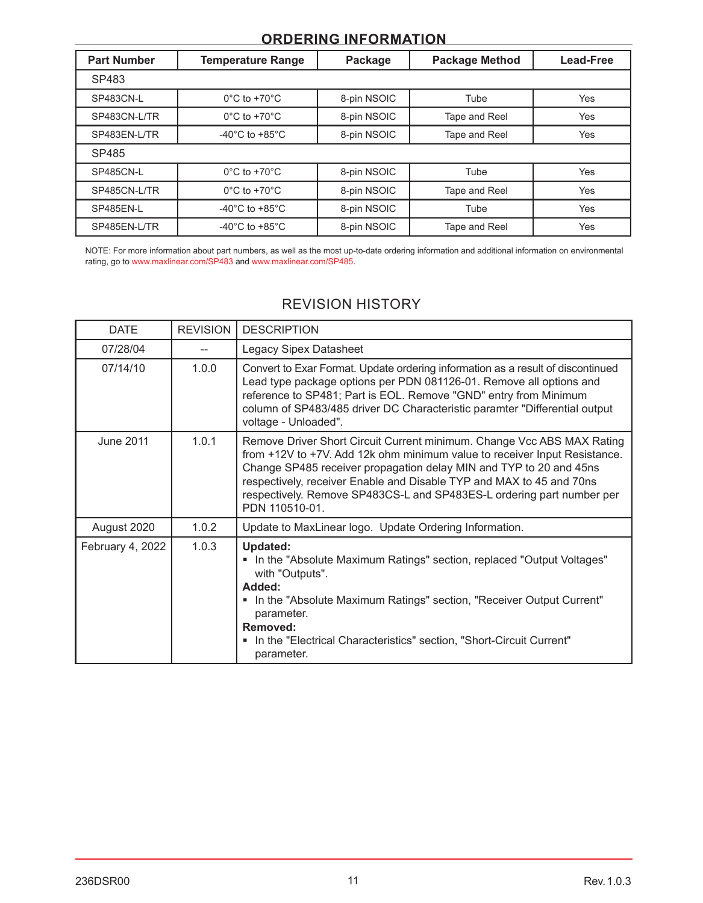## ORDERING INFORMATION

| Part Number | Temperature Range | Package | Package Method | Lead-Free |
|---|---|---|---|---|
| SP483 | | | | |
| SP483CN-L | 0°C to +70°C | 8-pin NSOIC | Tube | Yes |
| SP483CN-L/TR | 0°C to +70°C | 8-pin NSOIC | Tape and Reel | Yes |
| SP483EN-L/TR | -40°C to +85°C | 8-pin NSOIC | Tape and Reel | Yes |
| SP485 | | | | |
| SP485CN-L | 0°C to +70°C | 8-pin NSOIC | Tube | Yes |
| SP485CN-L/TR | 0°C to +70°C | 8-pin NSOIC | Tape and Reel | Yes |
| SP485EN-L | -40°C to +85°C | 8-pin NSOIC | Tube | Yes |
| SP485EN-L/TR | -40°C to +85°C | 8-pin NSOIC | Tape and Reel | Yes |

NOTE: For more information about part numbers, as well as the most up-to-date ordering information and additional information on environmental rating, go to www.maxlinear.com/SP483 and www.maxlinear.com/SP485.

## REVISION HISTORY

| DATE | REVISION | DESCRIPTION |
|---|---|---|
| 07/28/04 | -- | Legacy Sipex Datasheet |
| 07/14/10 | 1.0.0 | Convert to Exar Format. Update ordering information as a result of discontinued Lead type package options per PDN 081126-01. Remove all options and reference to SP481; Part is EOL. Remove "GND" entry from Minimum column of SP483/485 driver DC Characteristic paramter "Differential output voltage - Unloaded". |
| June 2011 | 1.0.1 | Remove Driver Short Circuit Current minimum. Change Vcc ABS MAX Rating from +12V to +7V. Add 12k ohm minimum value to receiver Input Resistance. Change SP485 receiver propagation delay MIN and TYP to 20 and 45ns respectively, receiver Enable and Disable TYP and MAX to 45 and 70ns respectively. Remove SP483CS-L and SP483ES-L ordering part number per PDN 110510-01. |
| August 2020 | 1.0.2 | Update to MaxLinear logo. Update Ordering Information. |
| February 4, 2022 | 1.0.3 | **Updated:** ▪ In the "Absolute Maximum Ratings" section, replaced "Output Voltages" with "Outputs". **Added:** ▪ In the "Absolute Maximum Ratings" section, "Receiver Output Current" parameter. **Removed:** ▪ In the "Electrical Characteristics" section, "Short-Circuit Current" parameter. |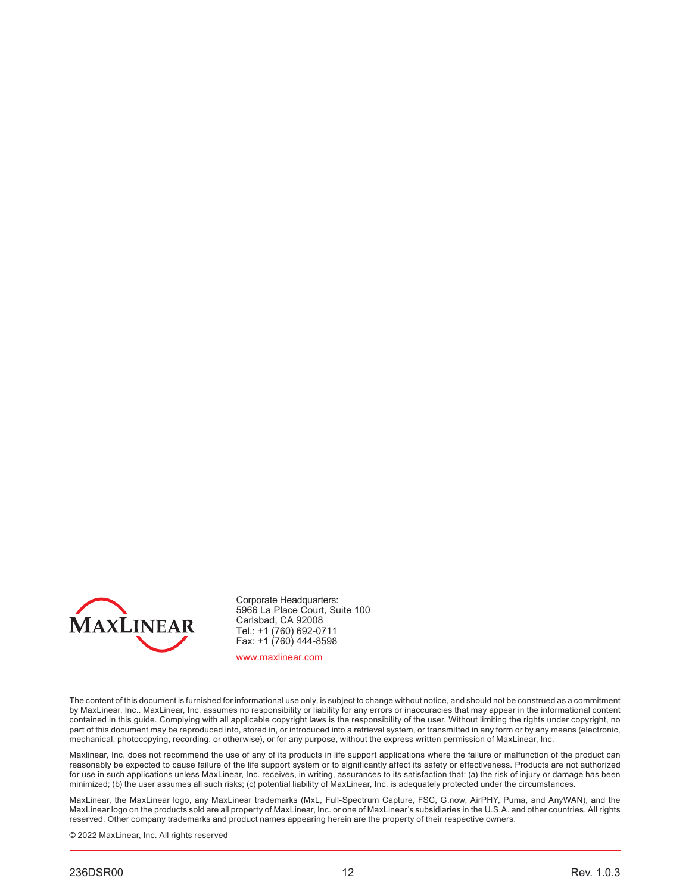Corporate Headquarters:
5966 La Place Court, Suite 100
Carlsbad, CA 92008
Tel.: +1 (760) 692-0711
Fax: +1 (760) 444-8598

www.maxlinear.com

The content of this document is furnished for informational use only, is subject to change without notice, and should not be construed as a commitment by MaxLinear, Inc.. MaxLinear, Inc. assumes no responsibility or liability for any errors or inaccuracies that may appear in the informational content contained in this guide. Complying with all applicable copyright laws is the responsibility of the user. Without limiting the rights under copyright, no part of this document may be reproduced into, stored in, or introduced into a retrieval system, or transmitted in any form or by any means (electronic, mechanical, photocopying, recording, or otherwise), or for any purpose, without the express written permission of MaxLinear, Inc.

Maxlinear, Inc. does not recommend the use of any of its products in life support applications where the failure or malfunction of the product can reasonably be expected to cause failure of the life support system or to significantly affect its safety or effectiveness. Products are not authorized for use in such applications unless MaxLinear, Inc. receives, in writing, assurances to its satisfaction that: (a) the risk of injury or damage has been minimized; (b) the user assumes all such risks; (c) potential liability of MaxLinear, Inc. is adequately protected under the circumstances.

MaxLinear, the MaxLinear logo, any MaxLinear trademarks (MxL, Full-Spectrum Capture, FSC, G.now, AirPHY, Puma, and AnyWAN), and the MaxLinear logo on the products sold are all property of MaxLinear, Inc. or one of MaxLinear's subsidiaries in the U.S.A. and other countries. All rights reserved. Other company trademarks and product names appearing herein are the property of their respective owners.

© 2022 MaxLinear, Inc. All rights reserved

236DSR00 Rev. 1.0.3